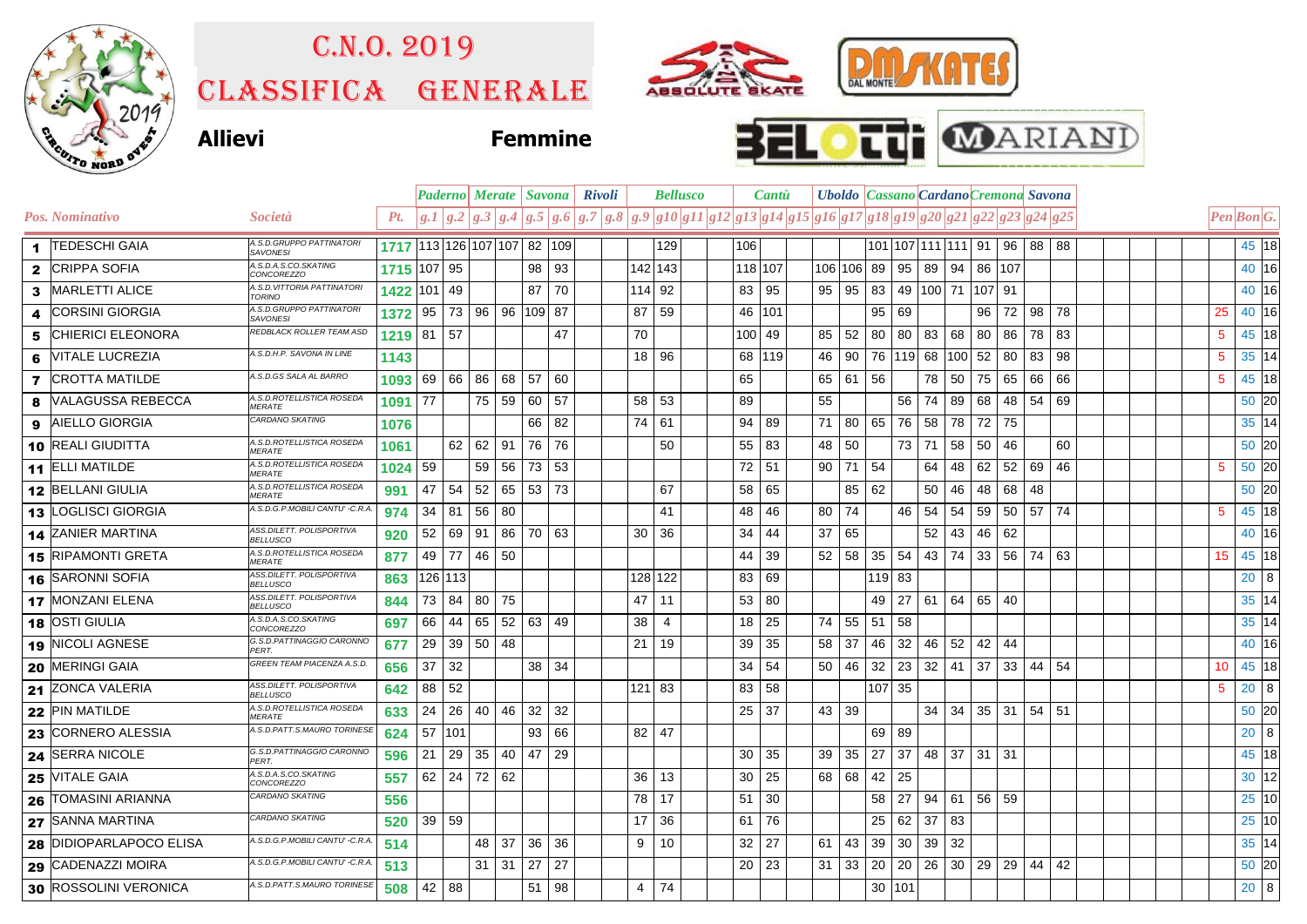# C.N.O. 2019

# CLASSIFICA GENERALE

**Allievi** **Femmine**

| | | | | Paderno | | Merate | | Savona | | Rivoli | | Bellusco | | | | Cantù | | | Uboldo | | Cassano | | Cardano | | Cremona | | Savona | | | | |
|---|---|---|---|---|---|---|---|---|---|---|---|---|---|---|---|---|---|---|---|---|---|---|---|---|---|---|---|---|---|---|---|
| Pos. | Nominativo | Società | Pt. | g.1 | g.2 | g.3 | g.4 | g.5 | g.6 | g.7 | g.8 | g.9 | g10 | g11 | g12 | g13 | g14 | g15 | g16 | g17 | g18 | g19 | g20 | g21 | g22 | g23 | g24 | g25 | Pen | Bon | G. |
| 1 | TEDESCHI GAIA | A.S.D.GRUPPO PATTINATORI SAVONESI | 1717 | 113 | 126 | 107 | 107 | 82 | 109 | | | | 129 | | | 106 | | | | | 101 | 107 | 111 | 111 | 91 | 96 | 88 | 88 | | 45 | 18 |
| 2 | CRIPPA SOFIA | A.S.D.A.S.CO.SKATING CONCOREZZO | 1715 | 107 | 95 | | | 98 | 93 | | | 142 | 143 | | | 118 | 107 | | 106 | 106 | 89 | 95 | 89 | 94 | 86 | 107 | | | | 40 | 16 |
| 3 | MARLETTI ALICE | A.S.D.VITTORIA PATTINATORI TORINO | 1422 | 101 | 49 | | | 87 | 70 | | | 114 | 92 | | | 83 | 95 | | 95 | 95 | 83 | 49 | 100 | 71 | 107 | 91 | | | | 40 | 16 |
| 4 | CORSINI GIORGIA | A.S.D.GRUPPO PATTINATORI SAVONESI | 1372 | 95 | 73 | 96 | 96 | 109 | 87 | | | 87 | 59 | | | 46 | 101 | | | | 95 | 69 | | | 96 | 72 | 98 | 78 | 25 | 40 | 16 |
| 5 | CHIERICI ELEONORA | REDBLACK ROLLER TEAM ASD | 1219 | 81 | 57 | | | | 47 | | | 70 | | | | 100 | 49 | | 85 | 52 | 80 | 80 | 83 | 68 | 80 | 86 | 78 | 83 | 5 | 45 | 18 |
| 6 | VITALE LUCREZIA | A.S.D.H.P. SAVONA IN LINE | 1143 | | | | | | | | | 18 | 96 | | | 68 | 119 | | 46 | 90 | 76 | 119 | 68 | 100 | 52 | 80 | 83 | 98 | 5 | 35 | 14 |
| 7 | CROTTA MATILDE | A.S.D.GS SALA AL BARRO | 1093 | 69 | 66 | 86 | 68 | 57 | 60 | | | | | | | 65 | | | 65 | 61 | 56 | | 78 | 50 | 75 | 65 | 66 | 66 | 5 | 45 | 18 |
| 8 | VALAGUSSA REBECCA | A.S.D.ROTELLISTICA ROSEDA MERATE | 1091 | 77 | | 75 | 59 | 60 | 57 | | | 58 | 53 | | | 89 | | | 55 | | | 56 | 74 | 89 | 68 | 48 | 54 | 69 | | 50 | 20 |
| 9 | AIELLO GIORGIA | CARDANO SKATING | 1076 | | | | | 66 | 82 | | | 74 | 61 | | | 94 | 89 | | 71 | 80 | 65 | 76 | 58 | 78 | 72 | 75 | | | | 35 | 14 |
| 10 | REALI GIUDITTA | A.S.D.ROTELLISTICA ROSEDA MERATE | 1061 | | 62 | 62 | 91 | 76 | 76 | | | | 50 | | | 55 | 83 | | 48 | 50 | | 73 | 71 | 58 | 50 | 46 | | 60 | | 50 | 20 |
| 11 | ELLI MATILDE | A.S.D.ROTELLISTICA ROSEDA MERATE | 1024 | 59 | | 59 | 56 | 73 | 53 | | | | | | | 72 | 51 | | 90 | 71 | 54 | | 64 | 48 | 62 | 52 | 69 | 46 | 5 | 50 | 20 |
| 12 | BELLANI GIULIA | A.S.D.ROTELLISTICA ROSEDA MERATE | 991 | 47 | 54 | 52 | 65 | 53 | 73 | | | | 67 | | | 58 | 65 | | | 85 | 62 | | 50 | 46 | 48 | 68 | 48 | | | 50 | 20 |
| 13 | LOGLISCI GIORGIA | A.S.D.G.P.MOBILI CANTU' -C.R.A. | 974 | 34 | 81 | 56 | 80 | | | | | | 41 | | | 48 | 46 | | 80 | 74 | | 46 | 54 | 54 | 59 | 50 | 57 | 74 | 5 | 45 | 18 |
| 14 | ZANIER MARTINA | ASS.DILETT. POLISPORTIVA BELLUSCO | 920 | 52 | 69 | 91 | 86 | 70 | 63 | | | 30 | 36 | | | 34 | 44 | | 37 | 65 | | | 52 | 43 | 46 | 62 | | | | 40 | 16 |
| 15 | RIPAMONTI GRETA | A.S.D.ROTELLISTICA ROSEDA MERATE | 877 | 49 | 77 | 46 | 50 | | | | | | | | | 44 | 39 | | 52 | 58 | 35 | 54 | 43 | 74 | 33 | 56 | 74 | 63 | 15 | 45 | 18 |
| 16 | SARONNI SOFIA | ASS.DILETT. POLISPORTIVA BELLUSCO | 863 | 126 | 113 | | | | | | | 128 | 122 | | | 83 | 69 | | | | 119 | 83 | | | | | | | | 20 | 8 |
| 17 | MONZANI ELENA | ASS.DILETT. POLISPORTIVA BELLUSCO | 844 | 73 | 84 | 80 | 75 | | | | | 47 | 11 | | | 53 | 80 | | | | 49 | 27 | 61 | 64 | 65 | 40 | | | | 35 | 14 |
| 18 | OSTI GIULIA | A.S.D.A.S.CO.SKATING CONCOREZZO | 697 | 66 | 44 | 65 | 52 | 63 | 49 | | | 38 | 4 | | | 18 | 25 | | 74 | 55 | 51 | 58 | | | | | | | | 35 | 14 |
| 19 | NICOLI AGNESE | G.S.D.PATTINAGGIO CARONNO PERT. | 677 | 29 | 39 | 50 | 48 | | | | | 21 | 19 | | | 39 | 35 | | 58 | 37 | 46 | 32 | 46 | 52 | 42 | 44 | | | | 40 | 16 |
| 20 | MERINGI GAIA | GREEN TEAM PIACENZA A.S.D. | 656 | 37 | 32 | | | 38 | 34 | | | | | | | 34 | 54 | | 50 | 46 | 32 | 23 | 32 | 41 | 37 | 33 | 44 | 54 | 10 | 45 | 18 |
| 21 | ZONCA VALERIA | ASS.DILETT. POLISPORTIVA BELLUSCO | 642 | 88 | 52 | | | | | | | 121 | 83 | | | 83 | 58 | | | | 107 | 35 | | | | | | | 5 | 20 | 8 |
| 22 | PIN MATILDE | A.S.D.ROTELLISTICA ROSEDA MERATE | 633 | 24 | 26 | 40 | 46 | 32 | 32 | | | | | | | 25 | 37 | | 43 | 39 | | | 34 | 34 | 35 | 31 | 54 | 51 | | 50 | 20 |
| 23 | CORNERO ALESSIA | A.S.D.PATT.S.MAURO TORINESE | 624 | 57 | 101 | | | 93 | 66 | | | 82 | 47 | | | | | | | | 69 | 89 | | | | | | | | 20 | 8 |
| 24 | SERRA NICOLE | G.S.D.PATTINAGGIO CARONNO PERT. | 596 | 21 | 29 | 35 | 40 | 47 | 29 | | | | | | | 30 | 35 | | 39 | 35 | 27 | 37 | 48 | 37 | 31 | 31 | | | | 45 | 18 |
| 25 | VITALE GAIA | A.S.D.A.S.CO.SKATING CONCOREZZO | 557 | 62 | 24 | 72 | 62 | | | | | 36 | 13 | | | 30 | 25 | | 68 | 68 | 42 | 25 | | | | | | | | 30 | 12 |
| 26 | TOMASINI ARIANNA | CARDANO SKATING | 556 | | | | | | | | | 78 | 17 | | | 51 | 30 | | | | 58 | 27 | 94 | 61 | 56 | 59 | | | | 25 | 10 |
| 27 | SANNA MARTINA | CARDANO SKATING | 520 | 39 | 59 | | | | | | | 17 | 36 | | | 61 | 76 | | | | 25 | 62 | 37 | 83 | | | | | | 25 | 10 |
| 28 | DIDIOPARLAPOCO ELISA | A.S.D.G.P.MOBILI CANTU' -C.R.A. | 514 | | | 48 | 37 | 36 | 36 | | | 9 | 10 | | | 32 | 27 | | 61 | 43 | 39 | 30 | 39 | 32 | | | | | | 35 | 14 |
| 29 | CADENAZZI MOIRA | A.S.D.G.P.MOBILI CANTU' -C.R.A. | 513 | | | 31 | 31 | 27 | 27 | | | | | | | 20 | 23 | | 31 | 33 | 20 | 20 | 26 | 30 | 29 | 29 | 44 | 42 | | 50 | 20 |
| 30 | ROSSOLINI VERONICA | A.S.D.PATT.S.MAURO TORINESE | 508 | 42 | 88 | | | 51 | 98 | | | 4 | 74 | | | | | | | | 30 | 101 | | | | | | | | 20 | 8 |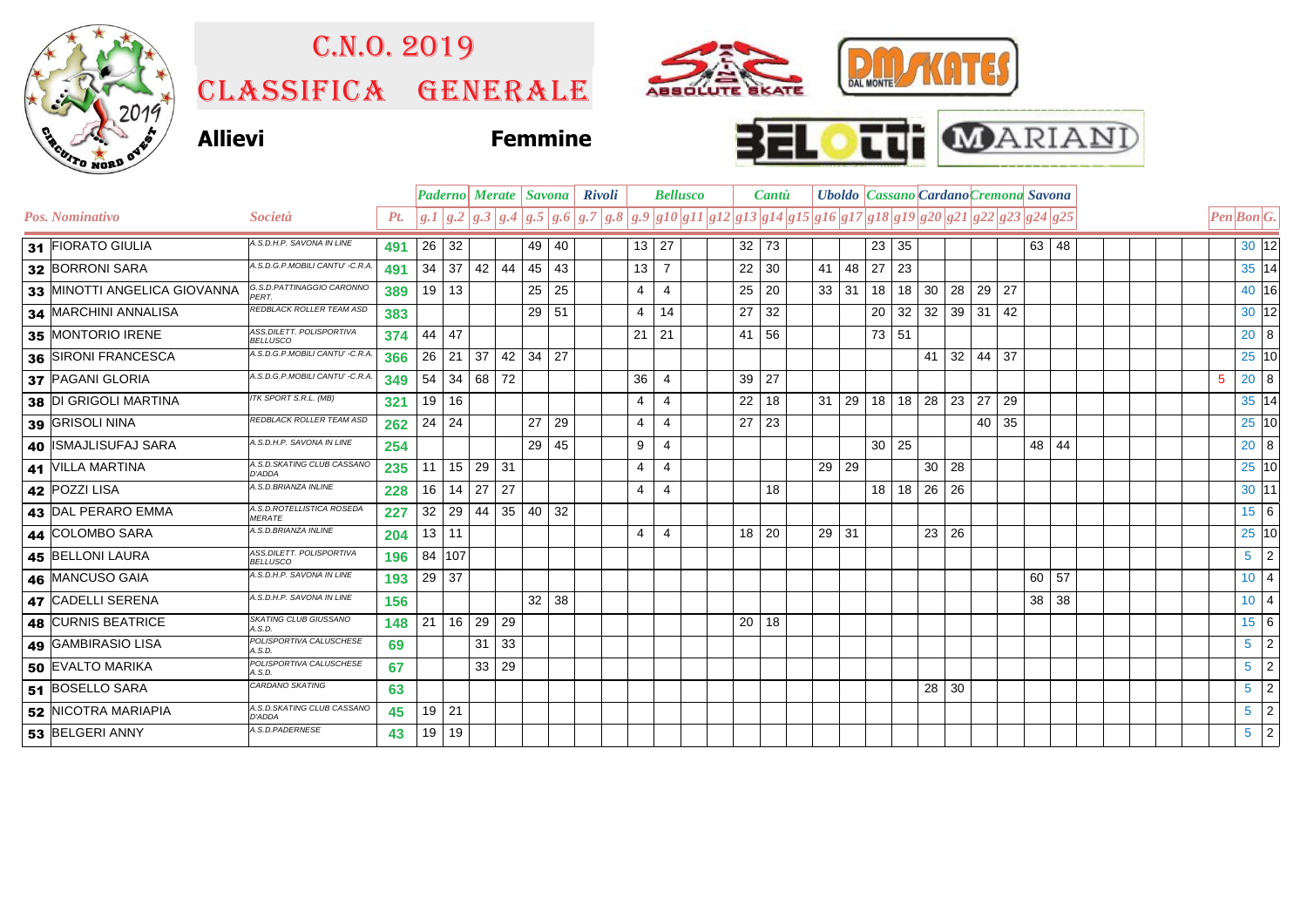# C.N.O. 2019

# CLASSIFICA GENERALE

**Allievi** **Femmine**

| | | | | Paderno | | Merate | | Savona | | Rivoli | | Bellusco | | | | Cantù | | | Uboldo | | Cassano | | Cardano | | Cremona | | Savona | | | | |
|---|---|---|---|---|---|---|---|---|---|---|---|---|---|---|---|---|---|---|---|---|---|---|---|---|---|---|---|---|---|---|---|
| Pos. | Nominativo | Società | Pt. | g.1 | g.2 | g.3 | g.4 | g.5 | g.6 | g.7 | g.8 | g.9 | g10 | g11 | g12 | g13 | g14 | g15 | g16 | g17 | g18 | g19 | g20 | g21 | g22 | g23 | g24 | g25 | Pen | Bon | G. |
| 31 | FIORATO GIULIA | A.S.D.H.P. SAVONA IN LINE | 491 | 26 | 32 | | | 49 | 40 | | | 13 | 27 | | | 32 | 73 | | | | 23 | 35 | | | | | 63 | 48 | | 30 | 12 |
| 32 | BORRONI SARA | A.S.D.G.P.MOBILI CANTU' -C.R.A. | 491 | 34 | 37 | 42 | 44 | 45 | 43 | | | 13 | 7 | | | 22 | 30 | | 41 | 48 | 27 | 23 | | | | | | | | 35 | 14 |
| 33 | MINOTTI ANGELICA GIOVANNA | G.S.D.PATTINAGGIO CARONNO PERT. | 389 | 19 | 13 | | | 25 | 25 | | | 4 | 4 | | | 25 | 20 | | 33 | 31 | 18 | 18 | 30 | 28 | 29 | 27 | | | | 40 | 16 |
| 34 | MARCHINI ANNALISA | REDBLACK ROLLER TEAM ASD | 383 | | | | | 29 | 51 | | | 4 | 14 | | | 27 | 32 | | | | 20 | 32 | 32 | 39 | 31 | 42 | | | | 30 | 12 |
| 35 | MONTORIO IRENE | ASS.DILETT. POLISPORTIVA BELLUSCO | 374 | 44 | 47 | | | | | | | 21 | 21 | | | 41 | 56 | | | | 73 | 51 | | | | | | | | 20 | 8 |
| 36 | SIRONI FRANCESCA | A.S.D.G.P.MOBILI CANTU' -C.R.A. | 366 | 26 | 21 | 37 | 42 | 34 | 27 | | | | | | | | | | | | | | 41 | 32 | 44 | 37 | | | | 25 | 10 |
| 37 | PAGANI GLORIA | A.S.D.G.P.MOBILI CANTU' -C.R.A. | 349 | 54 | 34 | 68 | 72 | | | | | 36 | 4 | | | 39 | 27 | | | | | | | | | | | | 5 | 20 | 8 |
| 38 | DI GRIGOLI MARTINA | ITK SPORT S.R.L. (MB) | 321 | 19 | 16 | | | | | | | 4 | 4 | | | 22 | 18 | | 31 | 29 | 18 | 18 | 28 | 23 | 27 | 29 | | | | 35 | 14 |
| 39 | GRISOLI NINA | REDBLACK ROLLER TEAM ASD | 262 | 24 | 24 | | | 27 | 29 | | | 4 | 4 | | | 27 | 23 | | | | | | | | 40 | 35 | | | | 25 | 10 |
| 40 | ISMAJLISUFAJ SARA | A.S.D.H.P. SAVONA IN LINE | 254 | | | | | 29 | 45 | | | 9 | 4 | | | | | | | | 30 | 25 | | | | | 48 | 44 | | 20 | 8 |
| 41 | VILLA MARTINA | A.S.D.SKATING CLUB CASSANO D'ADDA | 235 | 11 | 15 | 29 | 31 | | | | | 4 | 4 | | | | | | 29 | 29 | | | 30 | 28 | | | | | | 25 | 10 |
| 42 | POZZI LISA | A.S.D.BRIANZA INLINE | 228 | 16 | 14 | 27 | 27 | | | | | 4 | 4 | | | | 18 | | | | 18 | 18 | 26 | 26 | | | | | | 30 | 11 |
| 43 | DAL PERARO EMMA | A.S.D.ROTELLISTICA ROSEDA MERATE | 227 | 32 | 29 | 44 | 35 | 40 | 32 | | | | | | | | | | | | | | | | | | | | | 15 | 6 |
| 44 | COLOMBO SARA | A.S.D.BRIANZA INLINE | 204 | 13 | 11 | | | | | | | 4 | 4 | | | 18 | 20 | | 29 | 31 | | | 23 | 26 | | | | | | 25 | 10 |
| 45 | BELLONI LAURA | ASS.DILETT. POLISPORTIVA BELLUSCO | 196 | 84 | 107 | | | | | | | | | | | | | | | | | | | | | | | | | 5 | 2 |
| 46 | MANCUSO GAIA | A.S.D.H.P. SAVONA IN LINE | 193 | 29 | 37 | | | | | | | | | | | | | | | | | | | | | | 60 | 57 | | 10 | 4 |
| 47 | CADELLI SERENA | A.S.D.H.P. SAVONA IN LINE | 156 | | | | | 32 | 38 | | | | | | | | | | | | | | | | | | 38 | 38 | | 10 | 4 |
| 48 | CURNIS BEATRICE | SKATING CLUB GIUSSANO A.S.D. | 148 | 21 | 16 | 29 | 29 | | | | | | | | | 20 | 18 | | | | | | | | | | | | | 15 | 6 |
| 49 | GAMBIRASIO LISA | POLISPORTIVA CALUSCHESE A.S.D. | 69 | | | 31 | 33 | | | | | | | | | | | | | | | | | | | | | | | 5 | 2 |
| 50 | EVALTO MARIKA | POLISPORTIVA CALUSCHESE A.S.D. | 67 | | | 33 | 29 | | | | | | | | | | | | | | | | | | | | | | | 5 | 2 |
| 51 | BOSELLO SARA | CARDANO SKATING | 63 | | | | | | | | | | | | | | | | | | | | 28 | 30 | | | | | | 5 | 2 |
| 52 | NICOTRA MARIAPIA | A.S.D.SKATING CLUB CASSANO D'ADDA | 45 | 19 | 21 | | | | | | | | | | | | | | | | | | | | | | | | | 5 | 2 |
| 53 | BELGERI ANNY | A.S.D.PADERNESE | 43 | 19 | 19 | | | | | | | | | | | | | | | | | | | | | | | | | 5 | 2 |